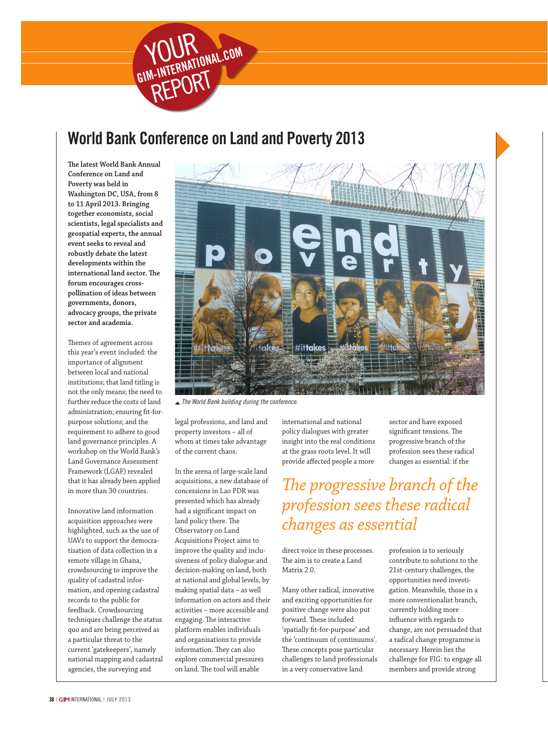YOUR GIM-INTERNATIONAL.COM REPORT

# World Bank Conference on Land and Poverty 2013

**The latest World Bank Annual Conference on Land and Poverty was held in Washington DC, USA, from 8 to 11 April 2013. Bringing together economists, social scientists, legal specialists and geospatial experts, the annual event seeks to reveal and robustly debate the latest developments within the international land sector. The forum encourages cross-pollination of ideas between governments, donors, advocacy groups, the private sector and academia.**

*The World Bank building during the conference.*

Themes of agreement across this year's event included: the importance of alignment between local and national institutions; that land titling is not the only means; the need to further reduce the costs of land administration; ensuring fit-for-purpose solutions; and the requirement to adhere to good land governance principles. A workshop on the World Bank's Land Governance Assessment Framework (LGAF) revealed that it has already been applied in more than 30 countries.

Innovative land information acquisition approaches were highlighted, such as the use of UAVs to support the democratisation of data collection in a remote village in Ghana, crowdsourcing to improve the quality of cadastral information, and opening cadastral records to the public for feedback. Crowdsourcing techniques challenge the status quo and are being perceived as a particular threat to the current 'gatekeepers', namely national mapping and cadastral agencies, the surveying and legal professions, and land and property investors – all of whom at times take advantage of the current chaos.

In the arena of large-scale land acquisitions, a new database of concessions in Lao PDR was presented which has already had a significant impact on land policy there. The Observatory on Land Acquisitions Project aims to improve the quality and inclusiveness of policy dialogue and decision-making on land, both at national and global levels, by making spatial data – as well information on actors and their activities – more accessible and engaging. The interactive platform enables individuals and organisations to provide information. They can also explore commercial pressures on land. The tool will enable international and national policy dialogues with greater insight into the real conditions at the grass roots level. It will provide affected people a more direct voice in these processes. The aim is to create a Land Matrix 2.0.

*The progressive branch of the profession sees these radical changes as essential*

Many other radical, innovative and exciting opportunities for positive change were also put forward. These included 'spatially fit-for-purpose' and the 'continuum of continuums'. These concepts pose particular challenges to land professionals in a very conservative land sector and have exposed significant tensions. The progressive branch of the profession sees these radical changes as essential: if the profession is to seriously contribute to solutions to the 21st-century challenges, the opportunities need investigation. Meanwhile, those in a more conventionalist branch, currently holding more influence with regards to change, are not persuaded that a radical change programme is necessary. Herein lies the challenge for FIG: to engage all members and provide strong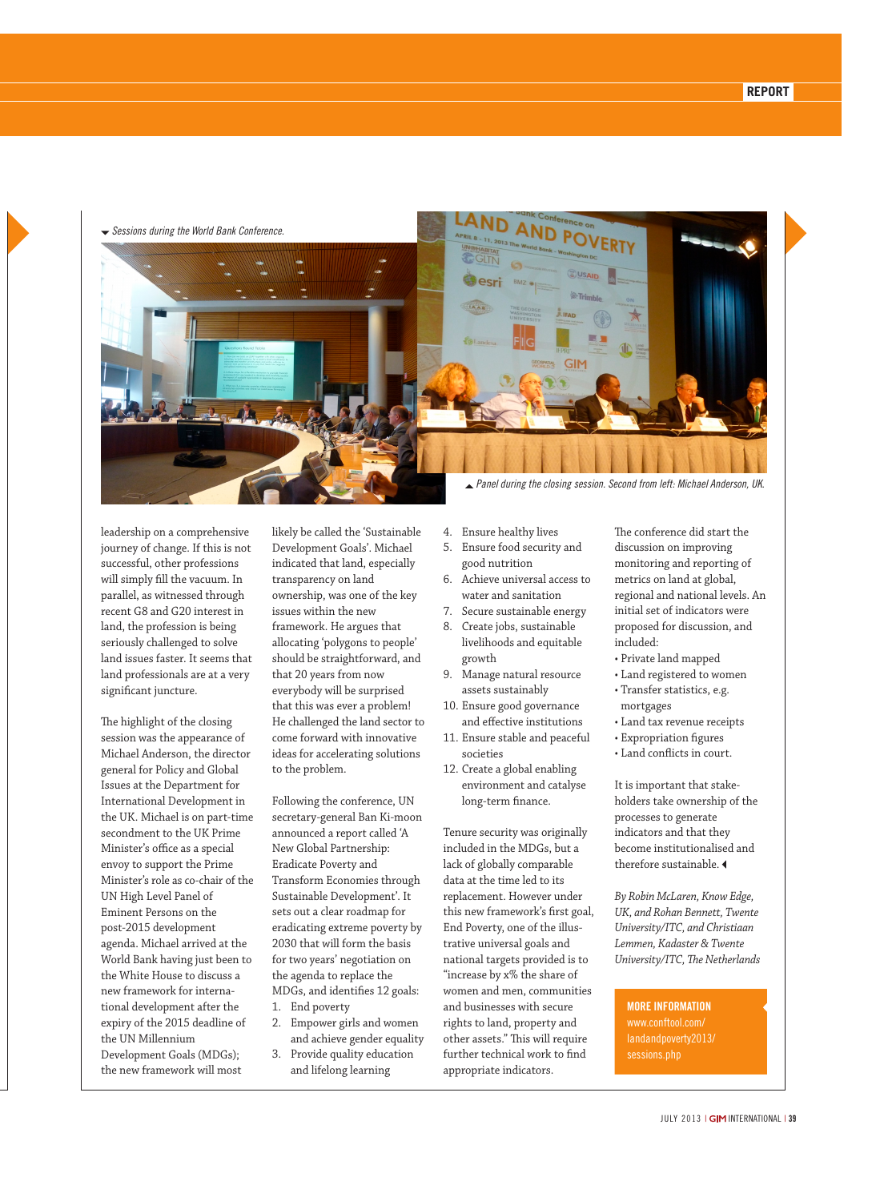Sessions during the World Bank Conference.

Panel during the closing session. Second from left: Michael Anderson, UK.

leadership on a comprehensive journey of change. If this is not successful, other professions will simply fill the vacuum. In parallel, as witnessed through recent G8 and G20 interest in land, the profession is being seriously challenged to solve land issues faster. It seems that land professionals are at a very significant juncture.

The highlight of the closing session was the appearance of Michael Anderson, the director general for Policy and Global Issues at the Department for International Development in the UK. Michael is on part-time secondment to the UK Prime Minister's office as a special envoy to support the Prime Minister's role as co-chair of the UN High Level Panel of Eminent Persons on the post-2015 development agenda. Michael arrived at the World Bank having just been to the White House to discuss a new framework for international development after the expiry of the 2015 deadline of the UN Millennium Development Goals (MDGs); the new framework will most likely be called the 'Sustainable Development Goals'. Michael indicated that land, especially transparency on land ownership, was one of the key issues within the new framework. He argues that allocating 'polygons to people' should be straightforward, and that 20 years from now everybody will be surprised that this was ever a problem! He challenged the land sector to come forward with innovative ideas for accelerating solutions to the problem.

Following the conference, UN secretary-general Ban Ki-moon announced a report called 'A New Global Partnership: Eradicate Poverty and Transform Economies through Sustainable Development'. It sets out a clear roadmap for eradicating extreme poverty by 2030 that will form the basis for two years' negotiation on the agenda to replace the MDGs, and identifies 12 goals:

1. End poverty
2. Empower girls and women and achieve gender equality
3. Provide quality education and lifelong learning
4. Ensure healthy lives
5. Ensure food security and good nutrition
6. Achieve universal access to water and sanitation
7. Secure sustainable energy
8. Create jobs, sustainable livelihoods and equitable growth
9. Manage natural resource assets sustainably
10. Ensure good governance and effective institutions
11. Ensure stable and peaceful societies
12. Create a global enabling environment and catalyse long-term finance.

Tenure security was originally included in the MDGs, but a lack of globally comparable data at the time led to its replacement. However under this new framework's first goal, End Poverty, one of the illustrative universal goals and national targets provided is to "increase by x% the share of women and men, communities and businesses with secure rights to land, property and other assets." This will require further technical work to find appropriate indicators.

The conference did start the discussion on improving monitoring and reporting of metrics on land at global, regional and national levels. An initial set of indicators were proposed for discussion, and included:

- Private land mapped
- Land registered to women
- Transfer statistics, e.g. mortgages
- Land tax revenue receipts
- Expropriation figures
- Land conflicts in court.

It is important that stakeholders take ownership of the processes to generate indicators and that they become institutionalised and therefore sustainable.

*By Robin McLaren, Know Edge, UK, and Rohan Bennett, Twente University/ITC, and Christiaan Lemmen, Kadaster & Twente University/ITC, The Netherlands*

**MORE INFORMATION**
www.conftool.com/landandpoverty2013/sessions.php